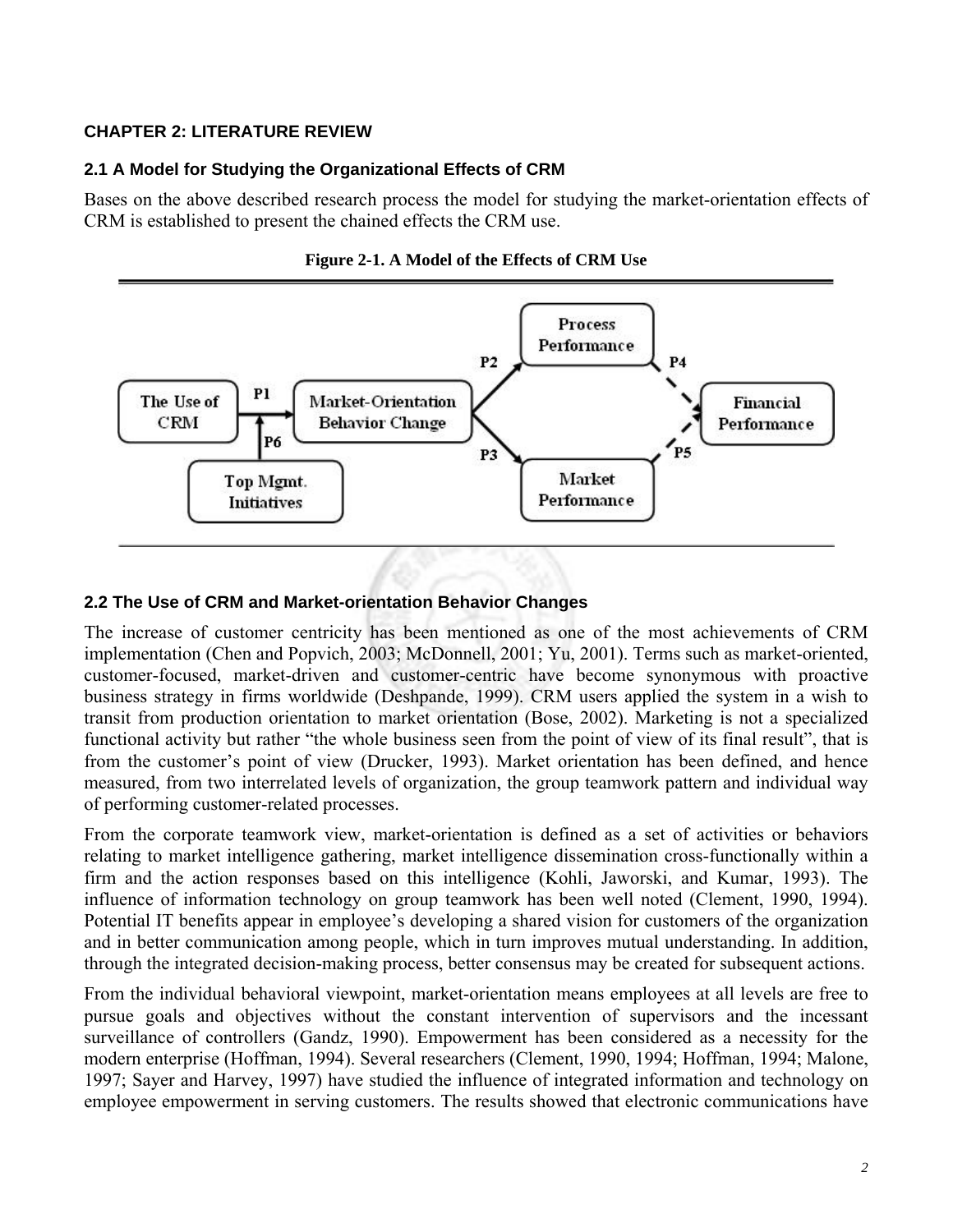# CHAPTER 2: LITERATURE REVIEW

## 2.1 A Model for Studying the Organizational Effects of CRM

Bases on the above described research process the model for studying the market-orientation effects of CRM is established to present the chained effects the CRM use.

**Figure 2-1. A Model of the Effects of CRM Use**

## 2.2 The Use of CRM and Market-orientation Behavior Changes

The increase of customer centricity has been mentioned as one of the most achievements of CRM implementation (Chen and Popvich, 2003; McDonnell, 2001; Yu, 2001). Terms such as market-oriented, customer-focused, market-driven and customer-centric have become synonymous with proactive business strategy in firms worldwide (Deshpande, 1999). CRM users applied the system in a wish to transit from production orientation to market orientation (Bose, 2002). Marketing is not a specialized functional activity but rather "the whole business seen from the point of view of its final result", that is from the customer's point of view (Drucker, 1993). Market orientation has been defined, and hence measured, from two interrelated levels of organization, the group teamwork pattern and individual way of performing customer-related processes.

From the corporate teamwork view, market-orientation is defined as a set of activities or behaviors relating to market intelligence gathering, market intelligence dissemination cross-functionally within a firm and the action responses based on this intelligence (Kohli, Jaworski, and Kumar, 1993). The influence of information technology on group teamwork has been well noted (Clement, 1990, 1994). Potential IT benefits appear in employee's developing a shared vision for customers of the organization and in better communication among people, which in turn improves mutual understanding. In addition, through the integrated decision-making process, better consensus may be created for subsequent actions.

From the individual behavioral viewpoint, market-orientation means employees at all levels are free to pursue goals and objectives without the constant intervention of supervisors and the incessant surveillance of controllers (Gandz, 1990). Empowerment has been considered as a necessity for the modern enterprise (Hoffman, 1994). Several researchers (Clement, 1990, 1994; Hoffman, 1994; Malone, 1997; Sayer and Harvey, 1997) have studied the influence of integrated information and technology on employee empowerment in serving customers. The results showed that electronic communications have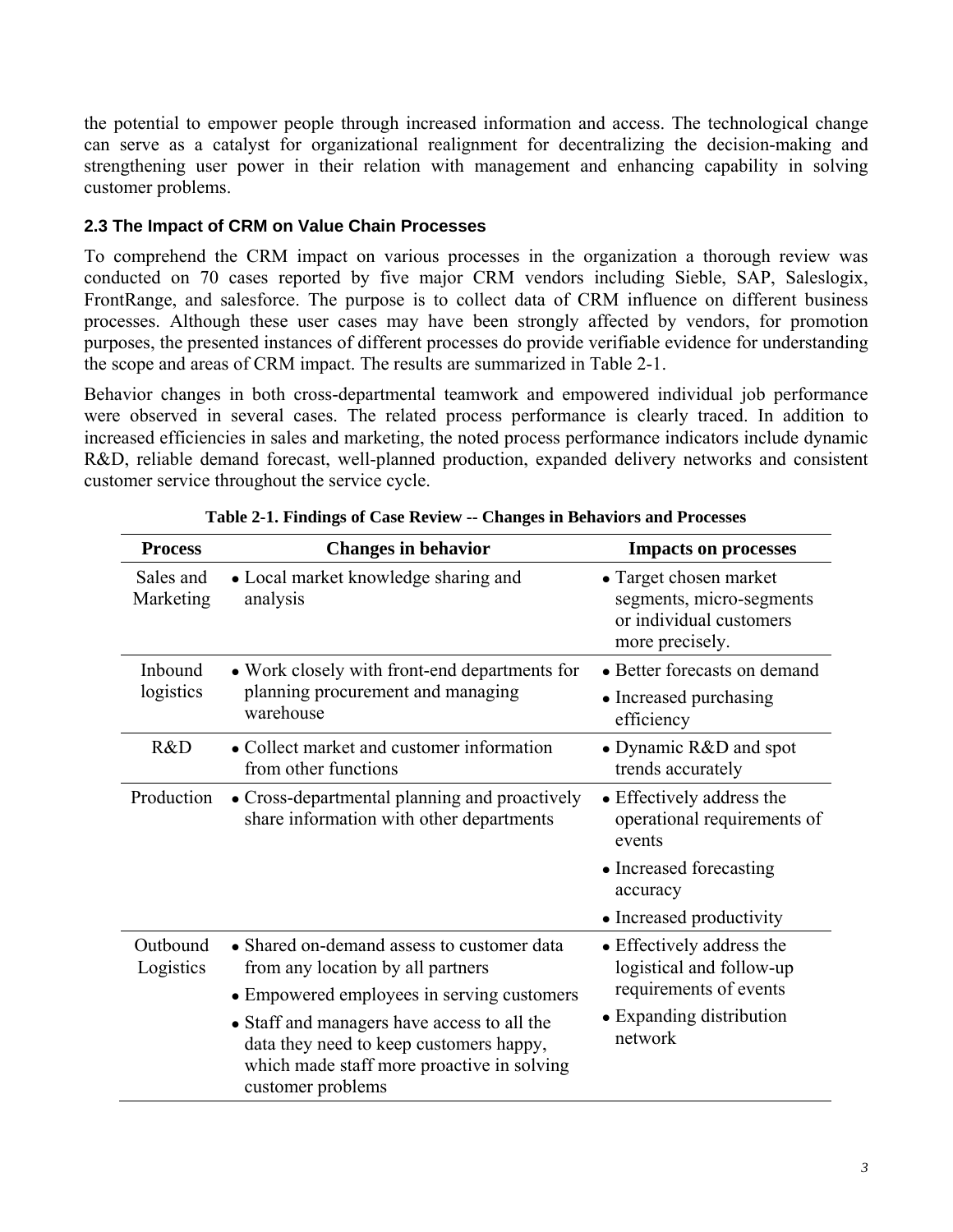the potential to empower people through increased information and access. The technological change can serve as a catalyst for organizational realignment for decentralizing the decision-making and strengthening user power in their relation with management and enhancing capability in solving customer problems.

### 2.3 The Impact of CRM on Value Chain Processes

To comprehend the CRM impact on various processes in the organization a thorough review was conducted on 70 cases reported by five major CRM vendors including Sieble, SAP, Saleslogix, FrontRange, and salesforce. The purpose is to collect data of CRM influence on different business processes. Although these user cases may have been strongly affected by vendors, for promotion purposes, the presented instances of different processes do provide verifiable evidence for understanding the scope and areas of CRM impact. The results are summarized in Table 2-1.

Behavior changes in both cross-departmental teamwork and empowered individual job performance were observed in several cases. The related process performance is clearly traced. In addition to increased efficiencies in sales and marketing, the noted process performance indicators include dynamic R&D, reliable demand forecast, well-planned production, expanded delivery networks and consistent customer service throughout the service cycle.

**Table 2-1. Findings of Case Review -- Changes in Behaviors and Processes**

| Process | Changes in behavior | Impacts on processes |
|---|---|---|
| Sales and Marketing | • Local market knowledge sharing and analysis | • Target chosen market segments, micro-segments or individual customers more precisely. |
| Inbound logistics | • Work closely with front-end departments for planning procurement and managing warehouse | • Better forecasts on demand<br>• Increased purchasing efficiency |
| R&D | • Collect market and customer information from other functions | • Dynamic R&D and spot trends accurately |
| Production | • Cross-departmental planning and proactively share information with other departments | • Effectively address the operational requirements of events<br>• Increased forecasting accuracy<br>• Increased productivity |
| Outbound Logistics | • Shared on-demand assess to customer data from any location by all partners<br>• Empowered employees in serving customers<br>• Staff and managers have access to all the data they need to keep customers happy, which made staff more proactive in solving customer problems | • Effectively address the logistical and follow-up requirements of events<br>• Expanding distribution network |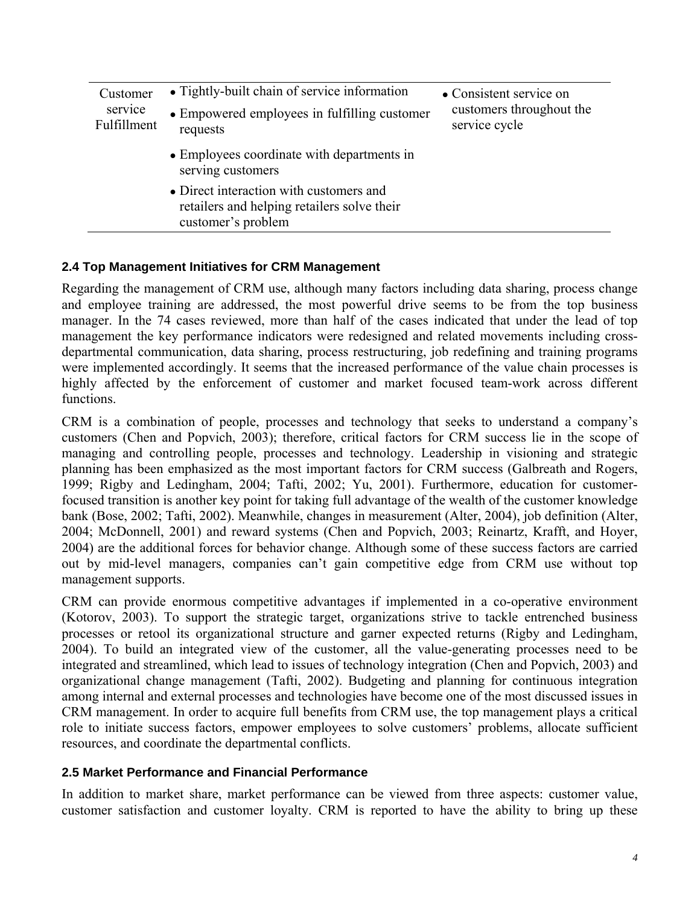| Customer service Fulfillment | • Tightly-built chain of service information<br>• Empowered employees in fulfilling customer requests<br>• Employees coordinate with departments in serving customers<br>• Direct interaction with customers and retailers and helping retailers solve their customer's problem | • Consistent service on customers throughout the service cycle |
|---|---|---|

### 2.4 Top Management Initiatives for CRM Management

Regarding the management of CRM use, although many factors including data sharing, process change and employee training are addressed, the most powerful drive seems to be from the top business manager. In the 74 cases reviewed, more than half of the cases indicated that under the lead of top management the key performance indicators were redesigned and related movements including cross-departmental communication, data sharing, process restructuring, job redefining and training programs were implemented accordingly. It seems that the increased performance of the value chain processes is highly affected by the enforcement of customer and market focused team-work across different functions.

CRM is a combination of people, processes and technology that seeks to understand a company's customers (Chen and Popvich, 2003); therefore, critical factors for CRM success lie in the scope of managing and controlling people, processes and technology. Leadership in visioning and strategic planning has been emphasized as the most important factors for CRM success (Galbreath and Rogers, 1999; Rigby and Ledingham, 2004; Tafti, 2002; Yu, 2001). Furthermore, education for customer-focused transition is another key point for taking full advantage of the wealth of the customer knowledge bank (Bose, 2002; Tafti, 2002). Meanwhile, changes in measurement (Alter, 2004), job definition (Alter, 2004; McDonnell, 2001) and reward systems (Chen and Popvich, 2003; Reinartz, Krafft, and Hoyer, 2004) are the additional forces for behavior change. Although some of these success factors are carried out by mid-level managers, companies can't gain competitive edge from CRM use without top management supports.

CRM can provide enormous competitive advantages if implemented in a co-operative environment (Kotorov, 2003). To support the strategic target, organizations strive to tackle entrenched business processes or retool its organizational structure and garner expected returns (Rigby and Ledingham, 2004). To build an integrated view of the customer, all the value-generating processes need to be integrated and streamlined, which lead to issues of technology integration (Chen and Popvich, 2003) and organizational change management (Tafti, 2002). Budgeting and planning for continuous integration among internal and external processes and technologies have become one of the most discussed issues in CRM management. In order to acquire full benefits from CRM use, the top management plays a critical role to initiate success factors, empower employees to solve customers' problems, allocate sufficient resources, and coordinate the departmental conflicts.

### 2.5 Market Performance and Financial Performance

In addition to market share, market performance can be viewed from three aspects: customer value, customer satisfaction and customer loyalty. CRM is reported to have the ability to bring up these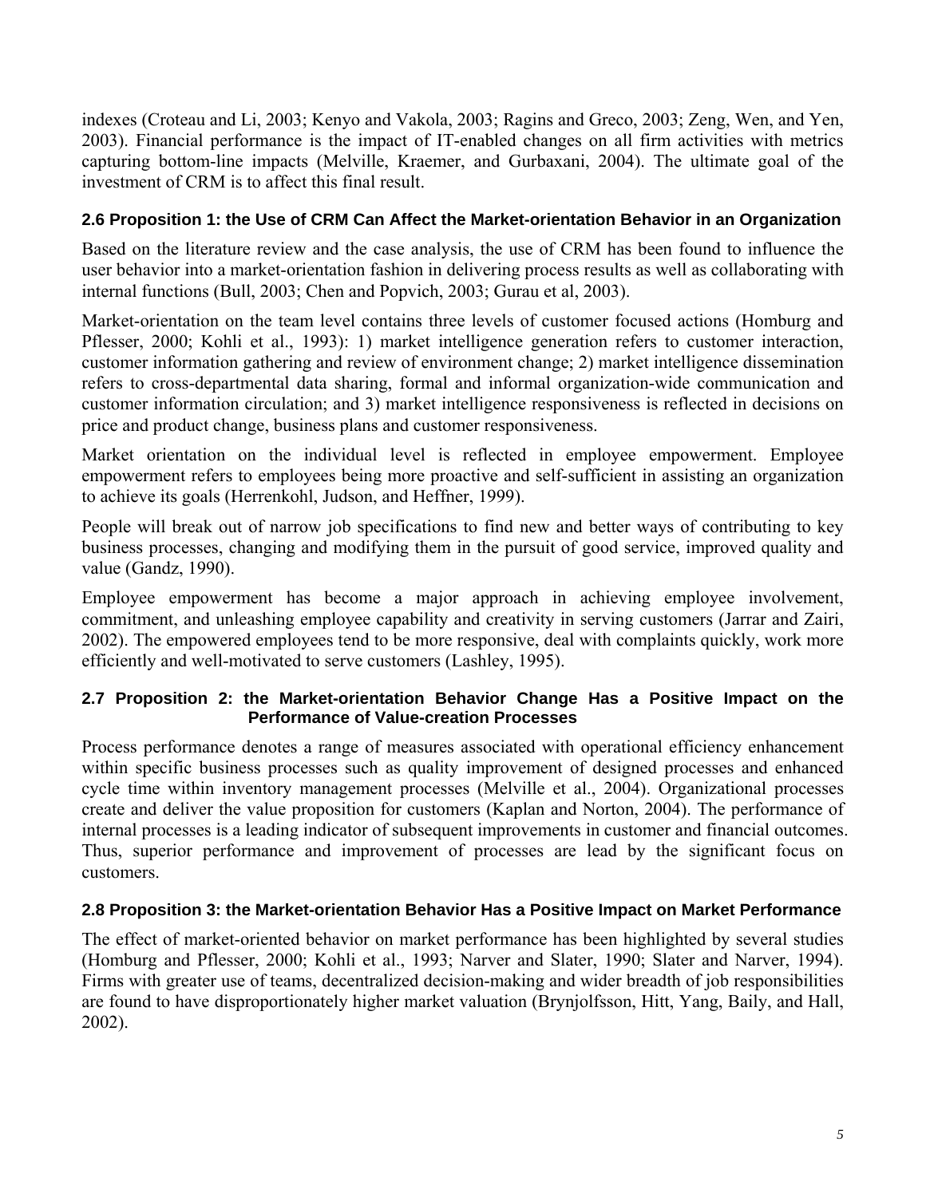indexes (Croteau and Li, 2003; Kenyo and Vakola, 2003; Ragins and Greco, 2003; Zeng, Wen, and Yen, 2003). Financial performance is the impact of IT-enabled changes on all firm activities with metrics capturing bottom-line impacts (Melville, Kraemer, and Gurbaxani, 2004). The ultimate goal of the investment of CRM is to affect this final result.

### 2.6 Proposition 1: the Use of CRM Can Affect the Market-orientation Behavior in an Organization

Based on the literature review and the case analysis, the use of CRM has been found to influence the user behavior into a market-orientation fashion in delivering process results as well as collaborating with internal functions (Bull, 2003; Chen and Popvich, 2003; Gurau et al, 2003).

Market-orientation on the team level contains three levels of customer focused actions (Homburg and Pflesser, 2000; Kohli et al., 1993): 1) market intelligence generation refers to customer interaction, customer information gathering and review of environment change; 2) market intelligence dissemination refers to cross-departmental data sharing, formal and informal organization-wide communication and customer information circulation; and 3) market intelligence responsiveness is reflected in decisions on price and product change, business plans and customer responsiveness.

Market orientation on the individual level is reflected in employee empowerment. Employee empowerment refers to employees being more proactive and self-sufficient in assisting an organization to achieve its goals (Herrenkohl, Judson, and Heffner, 1999).

People will break out of narrow job specifications to find new and better ways of contributing to key business processes, changing and modifying them in the pursuit of good service, improved quality and value (Gandz, 1990).

Employee empowerment has become a major approach in achieving employee involvement, commitment, and unleashing employee capability and creativity in serving customers (Jarrar and Zairi, 2002). The empowered employees tend to be more responsive, deal with complaints quickly, work more efficiently and well-motivated to serve customers (Lashley, 1995).

### 2.7 Proposition 2: the Market-orientation Behavior Change Has a Positive Impact on the Performance of Value-creation Processes

Process performance denotes a range of measures associated with operational efficiency enhancement within specific business processes such as quality improvement of designed processes and enhanced cycle time within inventory management processes (Melville et al., 2004). Organizational processes create and deliver the value proposition for customers (Kaplan and Norton, 2004). The performance of internal processes is a leading indicator of subsequent improvements in customer and financial outcomes. Thus, superior performance and improvement of processes are lead by the significant focus on customers.

### 2.8 Proposition 3: the Market-orientation Behavior Has a Positive Impact on Market Performance

The effect of market-oriented behavior on market performance has been highlighted by several studies (Homburg and Pflesser, 2000; Kohli et al., 1993; Narver and Slater, 1990; Slater and Narver, 1994). Firms with greater use of teams, decentralized decision-making and wider breadth of job responsibilities are found to have disproportionately higher market valuation (Brynjolfsson, Hitt, Yang, Baily, and Hall, 2002).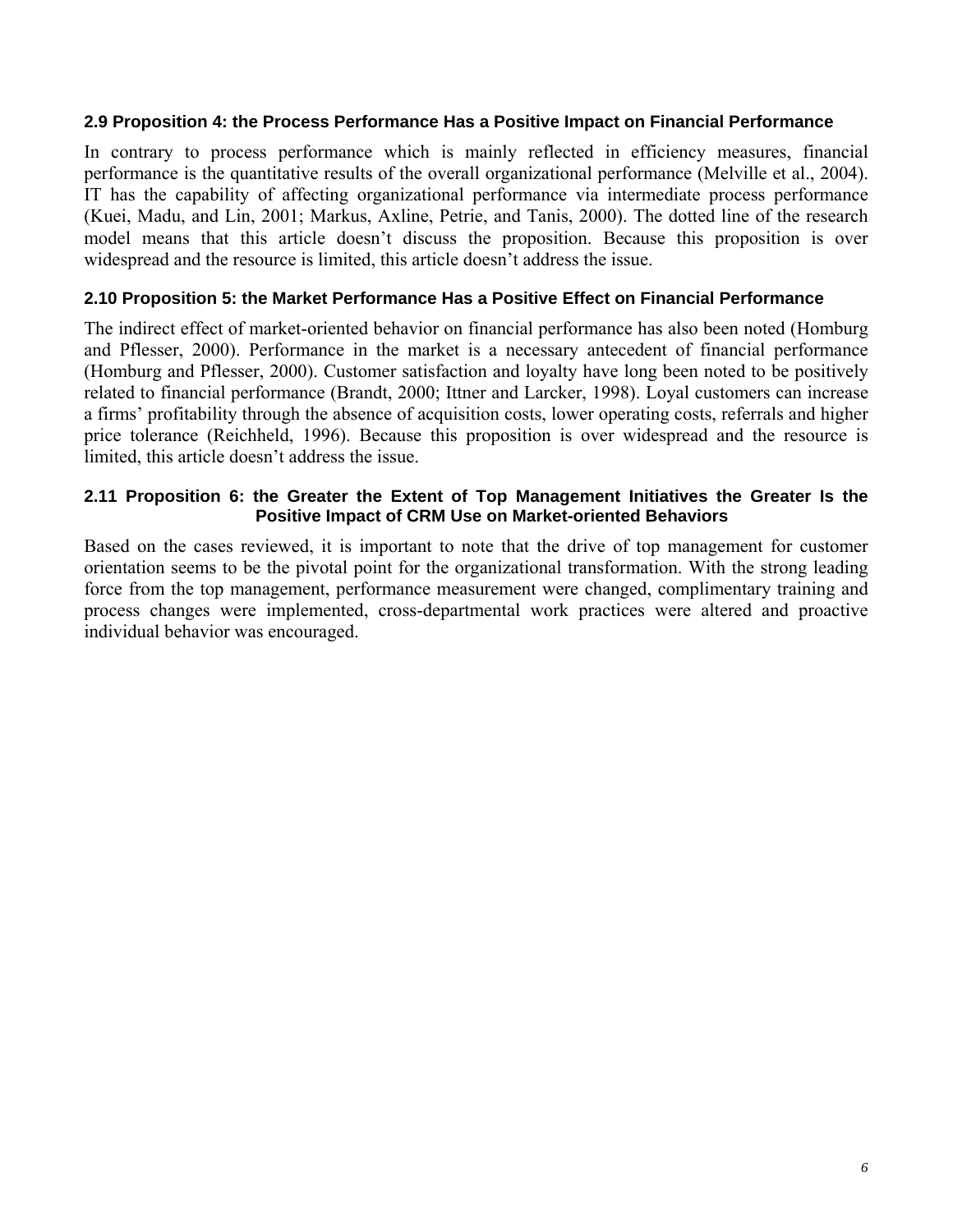### 2.9 Proposition 4: the Process Performance Has a Positive Impact on Financial Performance

In contrary to process performance which is mainly reflected in efficiency measures, financial performance is the quantitative results of the overall organizational performance (Melville et al., 2004). IT has the capability of affecting organizational performance via intermediate process performance (Kuei, Madu, and Lin, 2001; Markus, Axline, Petrie, and Tanis, 2000). The dotted line of the research model means that this article doesn't discuss the proposition. Because this proposition is over widespread and the resource is limited, this article doesn't address the issue.

### 2.10 Proposition 5: the Market Performance Has a Positive Effect on Financial Performance

The indirect effect of market-oriented behavior on financial performance has also been noted (Homburg and Pflesser, 2000). Performance in the market is a necessary antecedent of financial performance (Homburg and Pflesser, 2000). Customer satisfaction and loyalty have long been noted to be positively related to financial performance (Brandt, 2000; Ittner and Larcker, 1998). Loyal customers can increase a firms' profitability through the absence of acquisition costs, lower operating costs, referrals and higher price tolerance (Reichheld, 1996). Because this proposition is over widespread and the resource is limited, this article doesn't address the issue.

### 2.11 Proposition 6: the Greater the Extent of Top Management Initiatives the Greater Is the Positive Impact of CRM Use on Market-oriented Behaviors

Based on the cases reviewed, it is important to note that the drive of top management for customer orientation seems to be the pivotal point for the organizational transformation. With the strong leading force from the top management, performance measurement were changed, complimentary training and process changes were implemented, cross-departmental work practices were altered and proactive individual behavior was encouraged.